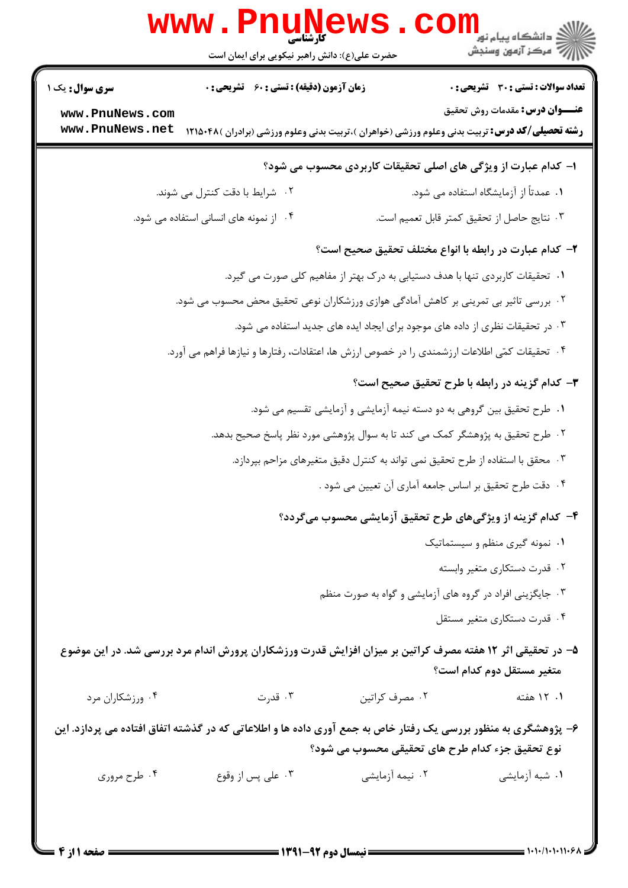کارشناسی

حضرت علی(ع): دانش راهبر نیکویی برای ایمان است

دانشگاه پیام نور
مرکز آزمون وسنجش

**سری سوال:** یک ۱

**زمان آزمون (دقیقه) : تستی : ۶۰ تشریحی : ۰**

**تعداد سوالات : تستی : ۳۰ تشریحی : ۰**

**عنـــوان درس:** مقدمات روش تحقیق

**رشته تحصیلی/کد درس:** تربیت بدنی وعلوم ورزشی (خواهران )،تربیت بدنی وعلوم ورزشی (برادران )۱۲۱۵۰۴۸

**۱- کدام عبارت از ویژگی های اصلی تحقیقات کاربردی محسوب می شود؟**

۱. عمدتاً از آزمایشگاه استفاده می شود.

۲. شرایط با دقت کنترل می شوند.

۳. نتایج حاصل از تحقیق کمتر قابل تعمیم است.

۴. از نمونه های انسانی استفاده می شود.

**۲- کدام عبارت در رابطه با انواع مختلف تحقیق صحیح است؟**

۱. تحقیقات کاربردی تنها با هدف دستیابی به درک بهتر از مفاهیم کلی صورت می گیرد.

۲. بررسی تاثیر بی تمرینی بر کاهش آمادگی هوازی ورزشکاران نوعی تحقیق محض محسوب می شود.

۳. در تحقیقات نظری از داده های موجود برای ایجاد ایده های جدید استفاده می شود.

۴. تحقیقات کمّی اطلاعات ارزشمندی را در خصوص ارزش ها، اعتقادات، رفتارها و نیازها فراهم می آورد.

**۳- کدام گزینه در رابطه با طرح تحقیق صحیح است؟**

۱. طرح تحقیق بین گروهی به دو دسته نیمه آزمایشی و آزمایشی تقسیم می شود.

۲. طرح تحقیق به پژوهشگر کمک می کند تا به سوال پژوهشی مورد نظر پاسخ صحیح بدهد.

۳. محقق با استفاده از طرح تحقیق نمی تواند به کنترل دقیق متغیرهای مزاحم بپردازد.

۴. دقت طرح تحقیق بر اساس جامعه آماری آن تعیین می شود .

**۴- کدام گزینه از ویژگی‌های طرح تحقیق آزمایشی محسوب می‌گردد؟**

۱. نمونه گیری منظم و سیستماتیک

۲. قدرت دستکاری متغیر وابسته

۳. جایگزینی افراد در گروه های آزمایشی و گواه به صورت منظم

۴. قدرت دستکاری متغیر مستقل

**۵- در تحقیقی اثر ۱۲ هفته مصرف کراتین بر میزان افزایش قدرت ورزشکاران پرورش اندام مرد بررسی شد. در این موضوع متغیر مستقل دوم کدام است؟**

۱. ۱۲ هفته

۲. مصرف کراتین

۳. قدرت

۴. ورزشکاران مرد

**۶- پژوهشگری به منظور بررسی یک رفتار خاص به جمع آوری داده ها و اطلاعاتی که در گذشته اتفاق افتاده می پردازد. این نوع تحقیق جزء کدام طرح های تحقیقی محسوب می شود؟**

۱. شبه آزمایشی

۲. نیمه آزمایشی

۳. علی پس از وقوع

۴. طرح مروری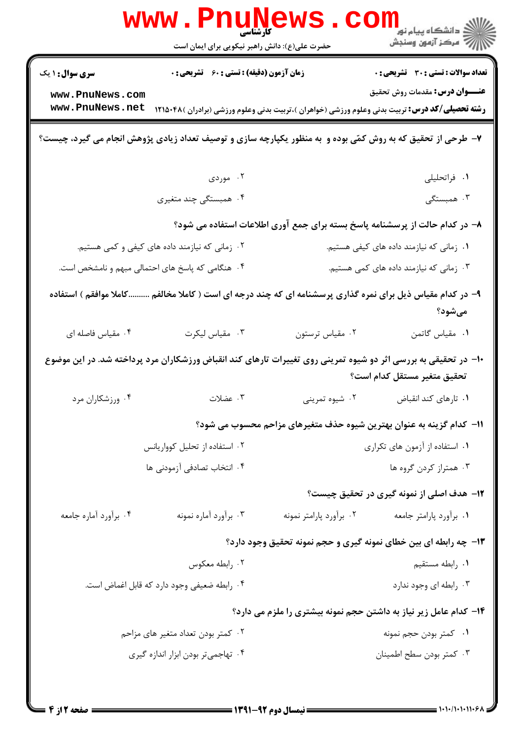۷- طرحی از تحقیق که به روش کمّی بوده و به منظور یکپارچه سازی و توصیف تعداد زیادی پژوهش انجام می گیرد، چیست؟

۱. فراتحلیلی

۲. موردی

۳. همبستگی

۴. همبستگی چند متغیری

۸- در کدام حالت از پرسشنامه پاسخ بسته برای جمع آوری اطلاعات استفاده می شود؟

۱. زمانی که نیازمند داده های کیفی هستیم.

۲. زمانی که نیازمند داده های کیفی و کمی هستیم.

۳. زمانی که نیازمند داده های کمی هستیم.

۴. هنگامی که پاسخ های احتمالی مبهم و نامشخص است.

۹- در کدام مقیاس ذیل برای نمره گذاری پرسشنامه ای که چند درجه ای است ( کاملا مخالفم ..........کاملا موافقم ) استفاده میشود؟

۱. مقیاس گاتمن

۲. مقیاس ترستون

۳. مقیاس لیکرت

۴. مقیاس فاصله ای

۱۰- در تحقیقی به بررسی اثر دو شیوه تمرینی روی تغییرات تارهای کند انقباض ورزشکاران مرد پرداخته شد. در این موضوع تحقیق متغیر مستقل کدام است؟

۱. تارهای کند انقباض

۲. شیوه تمرینی

۳. عضلات

۴. ورزشکاران مرد

۱۱- کدام گزینه به عنوان بهترین شیوه حذف متغیرهای مزاحم محسوب می شود؟

۱. استفاده از آزمون های تکراری

۲. استفاده از تحلیل کوواریانس

۳. همتراز کردن گروه ها

۴. انتخاب تصادفی آزمودنی ها

۱۲- هدف اصلی از نمونه گیری در تحقیق چیست؟

۱. برآورد پارامتر جامعه

۲. برآورد پارامتر نمونه

۳. برآورد آماره نمونه

۴. برآورد آماره جامعه

۱۳- چه رابطه ای بین خطای نمونه گیری و حجم نمونه تحقیق وجود دارد؟

۱. رابطه مستقیم

۲. رابطه معکوس

۳. رابطه ای وجود ندارد

۴. رابطه ضعیفی وجود دارد که قابل اغماض است.

۱۴- کدام عامل زیر نیاز به داشتن حجم نمونه بیشتری را ملزم می دارد؟

۱. کمتر بودن حجم نمونه

۲. کمتر بودن تعداد متغیر های مزاحم

۳. کمتر بودن سطح اطمینان

۴. تهاجمی‌تر بودن ابزار اندازه گیری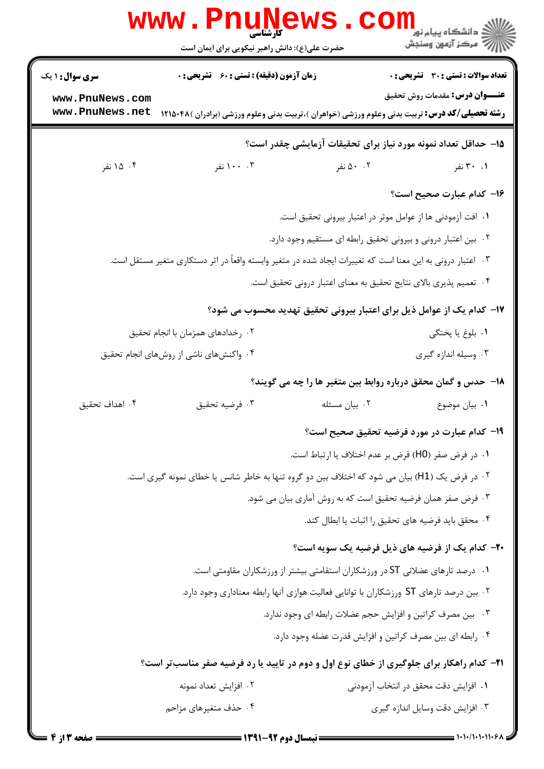کارشناسی

حضرت علی(ع): دانش راهبر نیکویی برای ایمان است

**سری سوال:** ۱ یک | **زمان آزمون (دقیقه) : تستی :** ۶۰ **تشریحی :** ۰ | **تعداد سوالات : تستی :** ۳۰ **تشریحی :** ۰

**عنـــوان درس:** مقدمات روش تحقیق

**رشته تحصیلی/کد درس:** تربیت بدنی وعلوم ورزشی (خواهران )،تربیت بدنی وعلوم ورزشی (برادران )۱۲۱۵۰۴۸

**۱۵- حداقل تعداد نمونه مورد نیاز برای تحقیقات آزمایشی چقدر است؟**

۱. ۳۰ نفر
۲. ۵۰ نفر
۳. ۱۰۰ نفر
۴. ۱۵ نفر

**۱۶- کدام عبارت صحیح است؟**

۱. افت آزمودنی ها از عوامل موثر در اعتبار بیرونی تحقیق است.
۲. بین اعتبار درونی و بیرونی تحقیق رابطه ای مستقیم وجود دارد.
۳. اعتبار درونی به این معنا است که تغییرات ایجاد شده در متغیر وابسته واقعاً در اثر دستکاری متغیر مستقل است.
۴. تعمیم پذیری بالای نتایج تحقیق به معنای اعتبار درونی تحقیق است.

**۱۷- کدام یک از عوامل ذیل برای اعتبار بیرونی تحقیق تهدید محسوب می شود؟**

۱. بلوغ یا پختگی
۲. رخدادهای همزمان با انجام تحقیق
۳. وسیله اندازه گیری
۴. واکنش‌های ناشی از روش‌های انجام تحقیق

**۱۸- حدس و گمان محقق درباره روابط بین متغیر ها را چه می گویند؟**

۱. بیان موضوع
۲. بیان مسئله
۳. فرضیه تحقیق
۴. اهداف تحقیق

**۱۹- کدام عبارت در مورد فرضیه تحقیق صحیح است؟**

۱. در فرض صفر (H0) فرض بر عدم اختلاف یا ارتباط است.
۲. در فرض یک (H1) بیان می شود که اختلاف بین دو گروه تنها به خاطر شانس یا خطای نمونه گیری است.
۳. فرض صفر همان فرضیه تحقیق است که به روش آماری بیان می شود.
۴. محقق باید فرضیه های تحقیق را اثبات یا ابطال کند.

**۲۰- کدام یک از فرضیه های ذیل فرضیه یک سویه است؟**

۱. درصد تارهای عضلانی ST در ورزشکاران استقامتی بیشتر از ورزشکاران مقاومتی است.
۲. بین درصد تارهای ST ورزشکاران با توانایی فعالیت هوازی آنها رابطه معناداری وجود دارد.
۳. بین مصرف کراتین و افزایش حجم عضلات رابطه ای وجود ندارد.
۴. رابطه ای بین مصرف کراتین و افزایش قدرت عضله وجود دارد.

**۲۱- کدام راهکار برای جلوگیری از خطای نوع اول و دوم در تایید یا رد فرضیه صفر مناسب‌تر است؟**

۱. افزایش دقت محقق در انتخاب آزمودنی
۲. افزایش تعداد نمونه
۳. افزایش دقت وسایل اندازه گیری
۴. حذف متغیرهای مزاحم

نیمسال دوم ۹۲-۱۳۹۱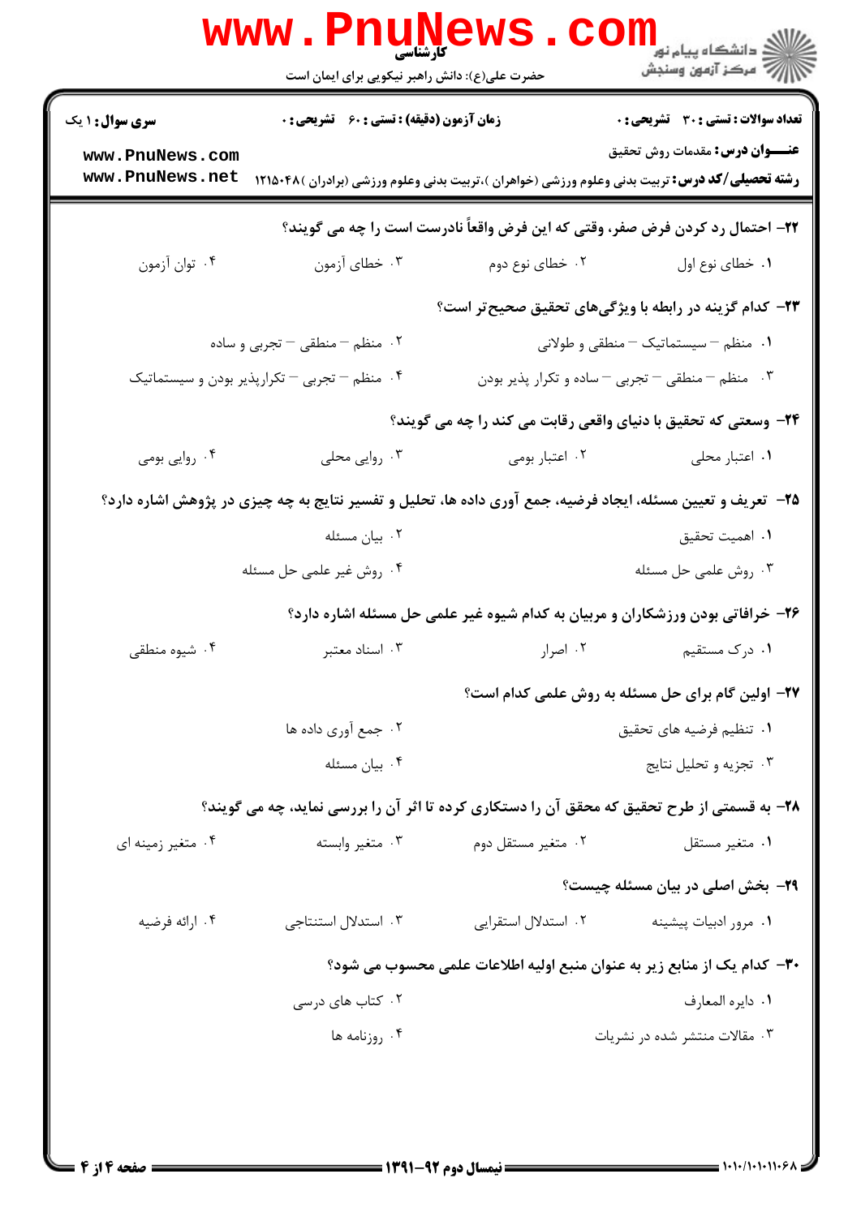۲۲- احتمال رد کردن فرض صفر، وقتی که این فرض واقعاً نادرست است را چه می گویند؟

۱. خطای نوع اول
۲. خطای نوع دوم
۳. خطای آزمون
۴. توان آزمون

۲۳- کدام گزینه در رابطه با ویژگی‌های تحقیق صحیح‌تر است؟

۱. منظم – سیستماتیک – منطقی و طولانی
۲. منظم – منطقی – تجربی و ساده
۳. منظم – منطقی – تجربی – ساده و تکرار پذیر بودن
۴. منظم – تجربی – تکرارپذیر بودن و سیستماتیک

۲۴- وسعتی که تحقیق با دنیای واقعی رقابت می کند را چه می گویند؟

۱. اعتبار محلی
۲. اعتبار بومی
۳. روایی محلی
۴. روایی بومی

۲۵- تعریف و تعیین مسئله، ایجاد فرضیه، جمع آوری داده ها، تحلیل و تفسیر نتایج به چه چیزی در پژوهش اشاره دارد؟

۱. اهمیت تحقیق
۲. بیان مسئله
۳. روش علمی حل مسئله
۴. روش غیر علمی حل مسئله

۲۶- خرافاتی بودن ورزشکاران و مربیان به کدام شیوه غیر علمی حل مسئله اشاره دارد؟

۱. درک مستقیم
۲. اصرار
۳. اسناد معتبر
۴. شیوه منطقی

۲۷- اولین گام برای حل مسئله به روش علمی کدام است؟

۱. تنظیم فرضیه های تحقیق
۲. جمع آوری داده ها
۳. تجزیه و تحلیل نتایج
۴. بیان مسئله

۲۸- به قسمتی از طرح تحقیق که محقق آن را دستکاری کرده تا اثر آن را بررسی نماید، چه می گویند؟

۱. متغیر مستقل
۲. متغیر مستقل دوم
۳. متغیر وابسته
۴. متغیر زمینه ای

۲۹- بخش اصلی در بیان مسئله چیست؟

۱. مرور ادبیات پیشینه
۲. استدلال استقرایی
۳. استدلال استنتاجی
۴. ارائه فرضیه

۳۰- کدام یک از منابع زیر به عنوان منبع اولیه اطلاعات علمی محسوب می شود؟

۱. دایره المعارف
۲. کتاب های درسی
۳. مقالات منتشر شده در نشریات
۴. روزنامه ها